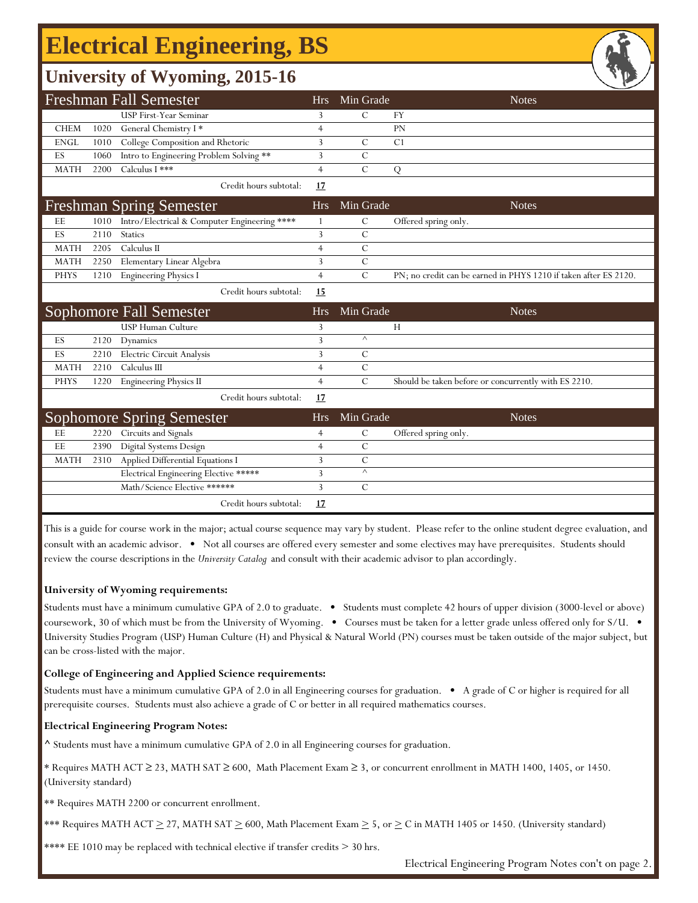# Electrical Engineering, BS

## University of Wyoming, 2015-16

| Freshman Fall Semester | | | Hrs | Min Grade | Notes |
|---|---|---|---|---|---|
| | | USP First-Year Seminar | 3 | C | FY |
| CHEM | 1020 | General Chemistry I * | 4 | | PN |
| ENGL | 1010 | College Composition and Rhetoric | 3 | C | C1 |
| ES | 1060 | Intro to Engineering Problem Solving ** | 3 | C | |
| MATH | 2200 | Calculus I *** | 4 | C | Q |
| | | Credit hours subtotal: | **17** | | |

| Freshman Spring Semester | | | Hrs | Min Grade | Notes |
|---|---|---|---|---|---|
| EE | 1010 | Intro/Electrical & Computer Engineering **** | 1 | C | Offered spring only. |
| ES | 2110 | Statics | 3 | C | |
| MATH | 2205 | Calculus II | 4 | C | |
| MATH | 2250 | Elementary Linear Algebra | 3 | C | |
| PHYS | 1210 | Engineering Physics I | 4 | C | PN; no credit can be earned in PHYS 1210 if taken after ES 2120. |
| | | Credit hours subtotal: | **15** | | |

| Sophomore Fall Semester | | | Hrs | Min Grade | Notes |
|---|---|---|---|---|---|
| | | USP Human Culture | 3 | | H |
| ES | 2120 | Dynamics | 3 | ^ | |
| ES | 2210 | Electric Circuit Analysis | 3 | C | |
| MATH | 2210 | Calculus III | 4 | C | |
| PHYS | 1220 | Engineering Physics II | 4 | C | Should be taken before or concurrently with ES 2210. |
| | | Credit hours subtotal: | **17** | | |

| Sophomore Spring Semester | | | Hrs | Min Grade | Notes |
|---|---|---|---|---|---|
| EE | 2220 | Circuits and Signals | 4 | C | Offered spring only. |
| EE | 2390 | Digital Systems Design | 4 | C | |
| MATH | 2310 | Applied Differential Equations I | 3 | C | |
| | | Electrical Engineering Elective ***** | 3 | ^ | |
| | | Math/Science Elective ****** | 3 | C | |
| | | Credit hours subtotal: | **17** | | |

This is a guide for course work in the major; actual course sequence may vary by student. Please refer to the online student degree evaluation, and consult with an academic advisor. • Not all courses are offered every semester and some electives may have prerequisites. Students should review the course descriptions in the *University Catalog* and consult with their academic advisor to plan accordingly.

**University of Wyoming requirements:**

Students must have a minimum cumulative GPA of 2.0 to graduate. • Students must complete 42 hours of upper division (3000-level or above) coursework, 30 of which must be from the University of Wyoming. • Courses must be taken for a letter grade unless offered only for S/U. • University Studies Program (USP) Human Culture (H) and Physical & Natural World (PN) courses must be taken outside of the major subject, but can be cross-listed with the major.

**College of Engineering and Applied Science requirements:**

Students must have a minimum cumulative GPA of 2.0 in all Engineering courses for graduation. • A grade of C or higher is required for all prerequisite courses. Students must also achieve a grade of C or better in all required mathematics courses.

**Electrical Engineering Program Notes:**

^ Students must have a minimum cumulative GPA of 2.0 in all Engineering courses for graduation.

* Requires MATH ACT ≥ 23, MATH SAT ≥ 600, Math Placement Exam ≥ 3, or concurrent enrollment in MATH 1400, 1405, or 1450. (University standard)

** Requires MATH 2200 or concurrent enrollment.

*** Requires MATH ACT ≥ 27, MATH SAT ≥ 600, Math Placement Exam ≥ 5, or ≥ C in MATH 1405 or 1450. (University standard)

**** EE 1010 may be replaced with technical elective if transfer credits > 30 hrs.

Electrical Engineering Program Notes con't on page 2.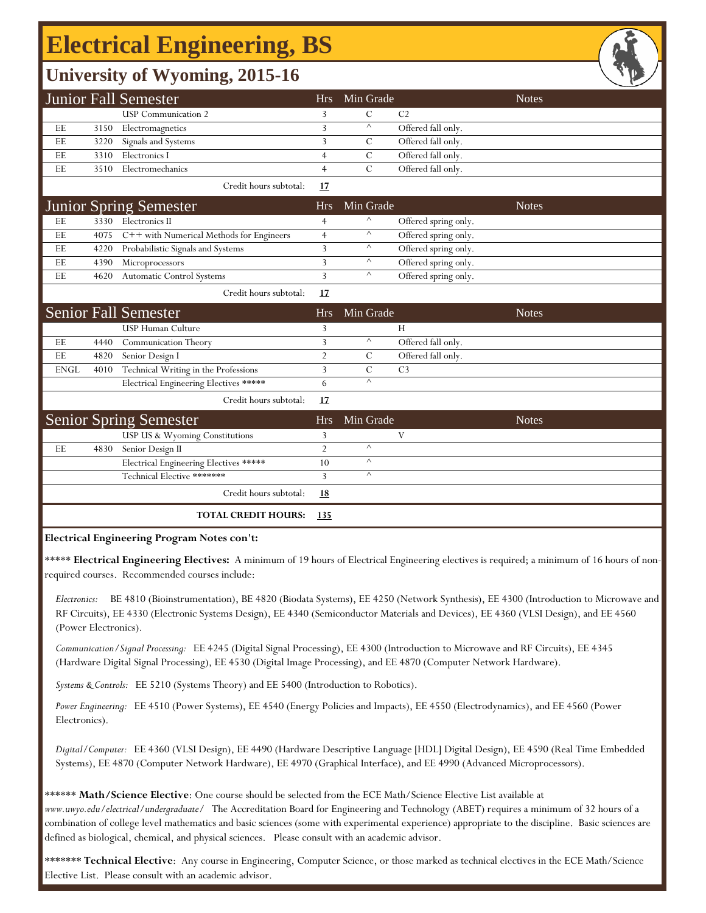# Electrical Engineering, BS

## University of Wyoming, 2015-16

| Junior Fall Semester | | | Hrs | Min Grade | Notes |
|---|---|---|---|---|---|
| | | USP Communication 2 | 3 | C | C2 |
| EE | 3150 | Electromagnetics | 3 | ^ | Offered fall only. |
| EE | 3220 | Signals and Systems | 3 | C | Offered fall only. |
| EE | 3310 | Electronics I | 4 | C | Offered fall only. |
| EE | 3510 | Electromechanics | 4 | C | Offered fall only. |
| | | Credit hours subtotal: | 17 | | |

| Junior Spring Semester | | | Hrs | Min Grade | Notes |
|---|---|---|---|---|---|
| EE | 3330 | Electronics II | 4 | ^ | Offered spring only. |
| EE | 4075 | C++ with Numerical Methods for Engineers | 4 | ^ | Offered spring only. |
| EE | 4220 | Probabilistic Signals and Systems | 3 | ^ | Offered spring only. |
| EE | 4390 | Microprocessors | 3 | ^ | Offered spring only. |
| EE | 4620 | Automatic Control Systems | 3 | ^ | Offered spring only. |
| | | Credit hours subtotal: | 17 | | |

| Senior Fall Semester | | | Hrs | Min Grade | Notes |
|---|---|---|---|---|---|
| | | USP Human Culture | 3 | | H |
| EE | 4440 | Communication Theory | 3 | ^ | Offered fall only. |
| EE | 4820 | Senior Design I | 2 | C | Offered fall only. |
| ENGL | 4010 | Technical Writing in the Professions | 3 | C | C3 |
| | | Electrical Engineering Electives ***** | 6 | ^ | |
| | | Credit hours subtotal: | 17 | | |

| Senior Spring Semester | | | Hrs | Min Grade | Notes |
|---|---|---|---|---|---|
| | | USP US & Wyoming Constitutions | 3 | | V |
| EE | 4830 | Senior Design II | 2 | ^ | |
| | | Electrical Engineering Electives ***** | 10 | ^ | |
| | | Technical Elective ******* | 3 | ^ | |
| | | Credit hours subtotal: | 18 | | |
| | | **TOTAL CREDIT HOURS:** | **135** | | |

**Electrical Engineering Program Notes con't:**

***** **Electrical Engineering Electives:** A minimum of 19 hours of Electrical Engineering electives is required; a minimum of 16 hours of non-required courses. Recommended courses include:

*Electronics:* BE 4810 (Bioinstrumentation), BE 4820 (Biodata Systems), EE 4250 (Network Synthesis), EE 4300 (Introduction to Microwave and RF Circuits), EE 4330 (Electronic Systems Design), EE 4340 (Semiconductor Materials and Devices), EE 4360 (VLSI Design), and EE 4560 (Power Electronics).

*Communication/Signal Processing:* EE 4245 (Digital Signal Processing), EE 4300 (Introduction to Microwave and RF Circuits), EE 4345 (Hardware Digital Signal Processing), EE 4530 (Digital Image Processing), and EE 4870 (Computer Network Hardware).

*Systems & Controls:* EE 5210 (Systems Theory) and EE 5400 (Introduction to Robotics).

*Power Engineering:* EE 4510 (Power Systems), EE 4540 (Energy Policies and Impacts), EE 4550 (Electrodynamics), and EE 4560 (Power Electronics).

*Digital/Computer:* EE 4360 (VLSI Design), EE 4490 (Hardware Descriptive Language [HDL] Digital Design), EE 4590 (Real Time Embedded Systems), EE 4870 (Computer Network Hardware), EE 4970 (Graphical Interface), and EE 4990 (Advanced Microprocessors).

****** **Math/Science Elective**: One course should be selected from the ECE Math/Science Elective List available at *www.uwyo.edu/electrical/undergraduate/* The Accreditation Board for Engineering and Technology (ABET) requires a minimum of 32 hours of a combination of college level mathematics and basic sciences (some with experimental experience) appropriate to the discipline. Basic sciences are defined as biological, chemical, and physical sciences. Please consult with an academic advisor.

******* **Technical Elective**: Any course in Engineering, Computer Science, or those marked as technical electives in the ECE Math/Science Elective List. Please consult with an academic advisor.